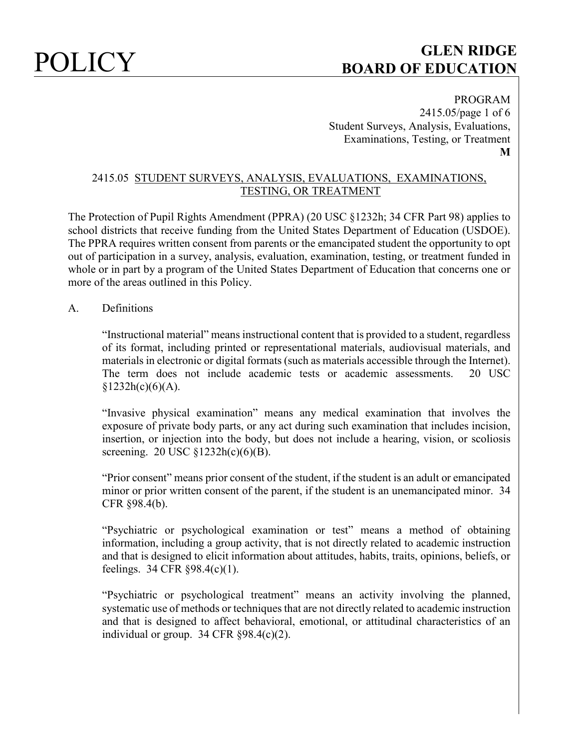## 2415.05 STUDENT SURVEYS, ANALYSIS, EVALUATIONS, EXAMINATIONS, TESTING, OR TREATMENT

The Protection of Pupil Rights Amendment (PPRA) (20 USC §1232h; 34 CFR Part 98) applies to school districts that receive funding from the United States Department of Education (USDOE). The PPRA requires written consent from parents or the emancipated student the opportunity to opt out of participation in a survey, analysis, evaluation, examination, testing, or treatment funded in whole or in part by a program of the United States Department of Education that concerns one or more of the areas outlined in this Policy.

A. Definitions

"Instructional material" means instructional content that is provided to a student, regardless of its format, including printed or representational materials, audiovisual materials, and materials in electronic or digital formats (such as materials accessible through the Internet). The term does not include academic tests or academic assessments. 20 USC §1232h(c)(6)(A).

"Invasive physical examination" means any medical examination that involves the exposure of private body parts, or any act during such examination that includes incision, insertion, or injection into the body, but does not include a hearing, vision, or scoliosis screening. 20 USC §1232h(c)(6)(B).

"Prior consent" means prior consent of the student, if the student is an adult or emancipated minor or prior written consent of the parent, if the student is an unemancipated minor. 34 CFR §98.4(b).

"Psychiatric or psychological examination or test" means a method of obtaining information, including a group activity, that is not directly related to academic instruction and that is designed to elicit information about attitudes, habits, traits, opinions, beliefs, or feelings. 34 CFR §98.4(c)(1).

"Psychiatric or psychological treatment" means an activity involving the planned, systematic use of methods or techniques that are not directly related to academic instruction and that is designed to affect behavioral, emotional, or attitudinal characteristics of an individual or group. 34 CFR §98.4(c)(2).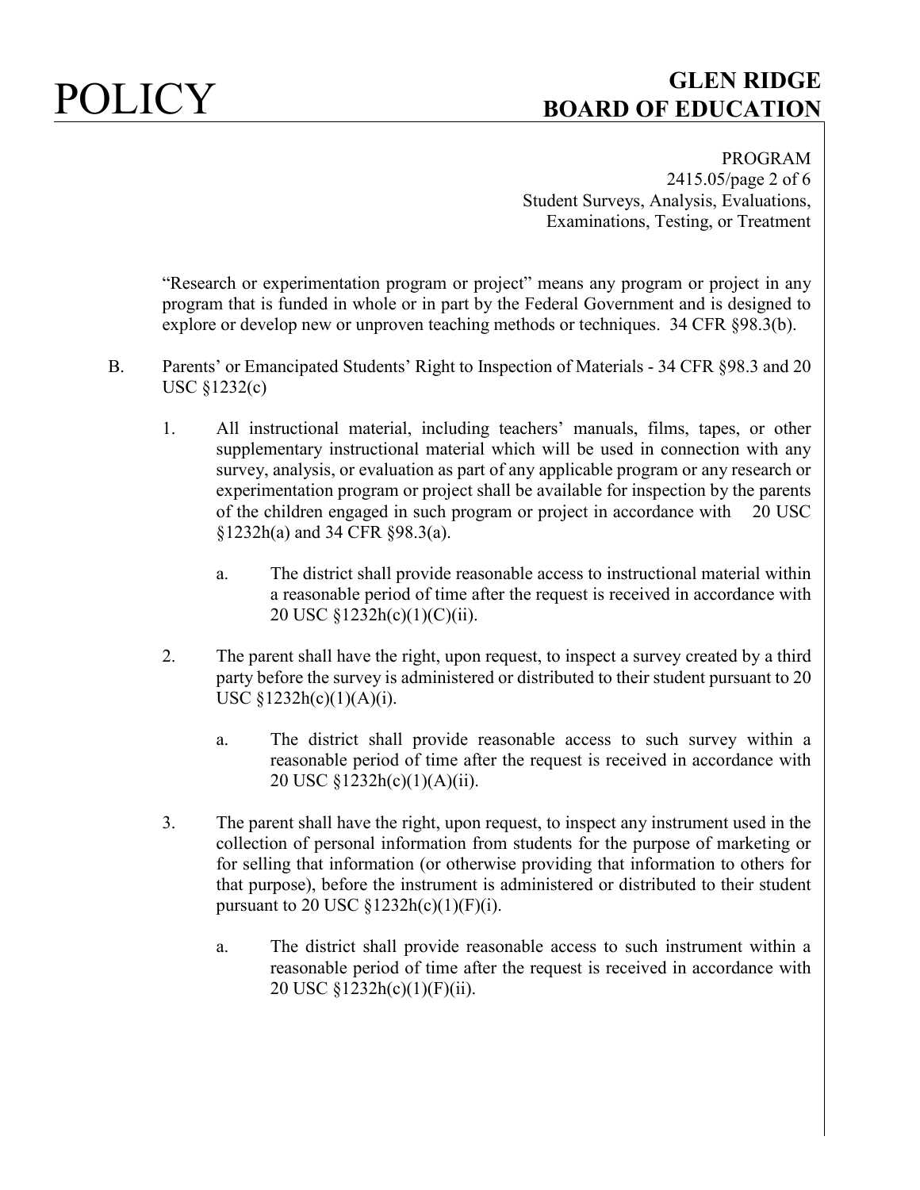"Research or experimentation program or project" means any program or project in any program that is funded in whole or in part by the Federal Government and is designed to explore or develop new or unproven teaching methods or techniques. 34 CFR §98.3(b).

B. Parents' or Emancipated Students' Right to Inspection of Materials - 34 CFR §98.3 and 20 USC §1232(c)

1. All instructional material, including teachers' manuals, films, tapes, or other supplementary instructional material which will be used in connection with any survey, analysis, or evaluation as part of any applicable program or any research or experimentation program or project shall be available for inspection by the parents of the children engaged in such program or project in accordance with 20 USC §1232h(a) and 34 CFR §98.3(a).

   a. The district shall provide reasonable access to instructional material within a reasonable period of time after the request is received in accordance with 20 USC §1232h(c)(1)(C)(ii).

2. The parent shall have the right, upon request, to inspect a survey created by a third party before the survey is administered or distributed to their student pursuant to 20 USC §1232h(c)(1)(A)(i).

   a. The district shall provide reasonable access to such survey within a reasonable period of time after the request is received in accordance with 20 USC §1232h(c)(1)(A)(ii).

3. The parent shall have the right, upon request, to inspect any instrument used in the collection of personal information from students for the purpose of marketing or for selling that information (or otherwise providing that information to others for that purpose), before the instrument is administered or distributed to their student pursuant to 20 USC §1232h(c)(1)(F)(i).

   a. The district shall provide reasonable access to such instrument within a reasonable period of time after the request is received in accordance with 20 USC §1232h(c)(1)(F)(ii).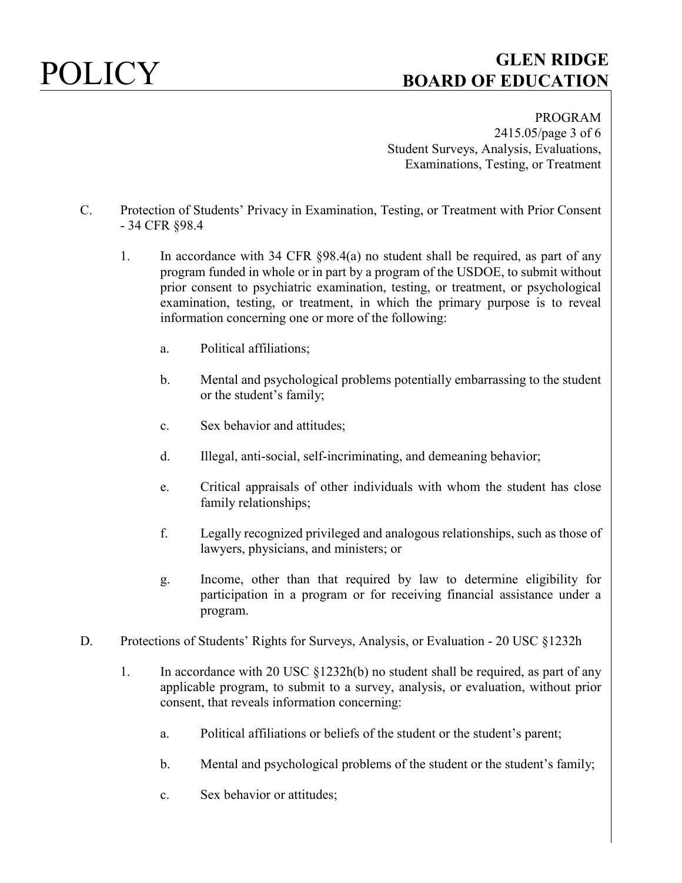C. Protection of Students' Privacy in Examination, Testing, or Treatment with Prior Consent - 34 CFR §98.4

1. In accordance with 34 CFR §98.4(a) no student shall be required, as part of any program funded in whole or in part by a program of the USDOE, to submit without prior consent to psychiatric examination, testing, or treatment, or psychological examination, testing, or treatment, in which the primary purpose is to reveal information concerning one or more of the following:

   a. Political affiliations;

   b. Mental and psychological problems potentially embarrassing to the student or the student's family;

   c. Sex behavior and attitudes;

   d. Illegal, anti-social, self-incriminating, and demeaning behavior;

   e. Critical appraisals of other individuals with whom the student has close family relationships;

   f. Legally recognized privileged and analogous relationships, such as those of lawyers, physicians, and ministers; or

   g. Income, other than that required by law to determine eligibility for participation in a program or for receiving financial assistance under a program.

D. Protections of Students' Rights for Surveys, Analysis, or Evaluation - 20 USC §1232h

1. In accordance with 20 USC §1232h(b) no student shall be required, as part of any applicable program, to submit to a survey, analysis, or evaluation, without prior consent, that reveals information concerning:

   a. Political affiliations or beliefs of the student or the student's parent;

   b. Mental and psychological problems of the student or the student's family;

   c. Sex behavior or attitudes;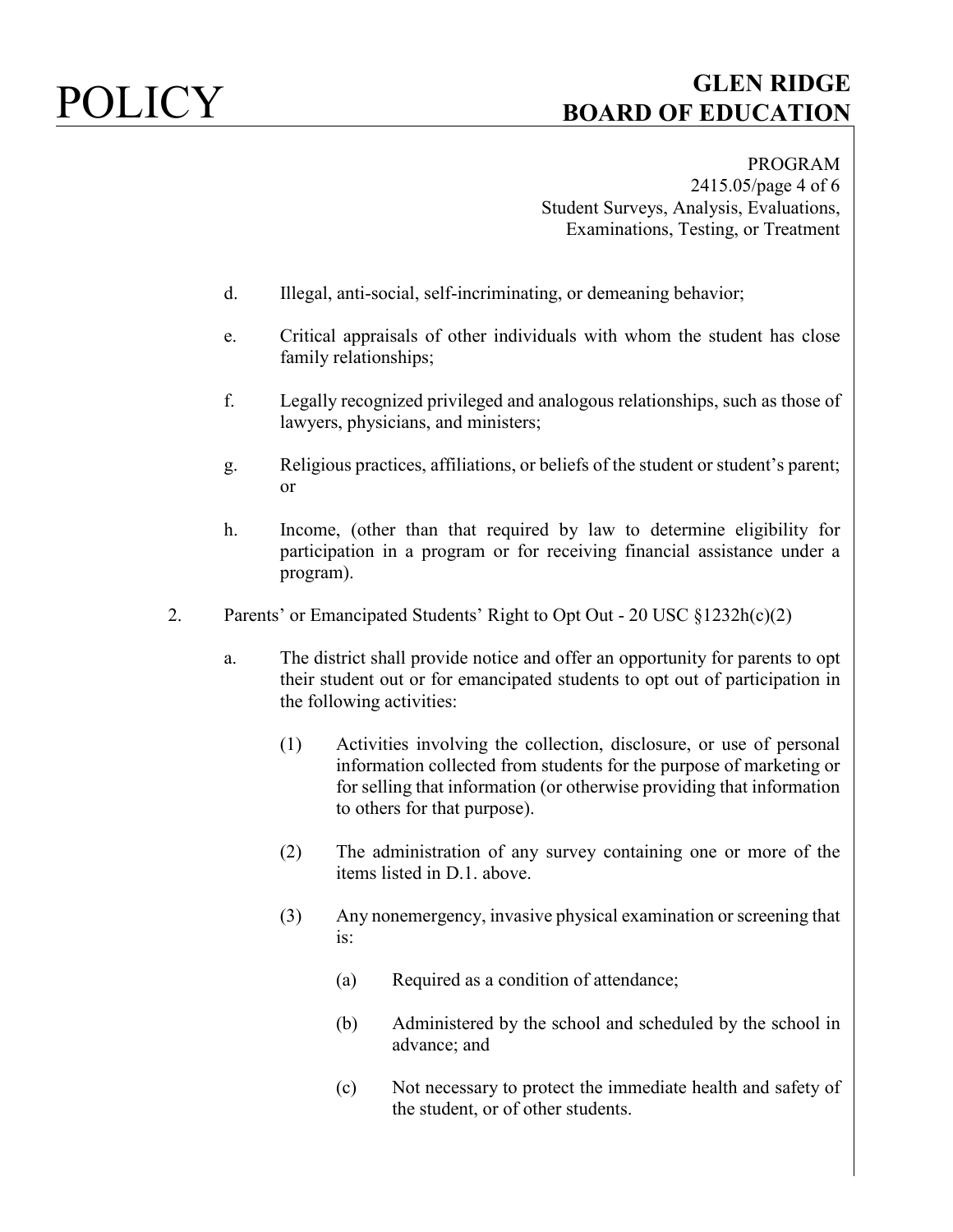d. Illegal, anti-social, self-incriminating, or demeaning behavior;

e. Critical appraisals of other individuals with whom the student has close family relationships;

f. Legally recognized privileged and analogous relationships, such as those of lawyers, physicians, and ministers;

g. Religious practices, affiliations, or beliefs of the student or student's parent; or

h. Income, (other than that required by law to determine eligibility for participation in a program or for receiving financial assistance under a program).

2. Parents' or Emancipated Students' Right to Opt Out - 20 USC §1232h(c)(2)

   a. The district shall provide notice and offer an opportunity for parents to opt their student out or for emancipated students to opt out of participation in the following activities:

      (1) Activities involving the collection, disclosure, or use of personal information collected from students for the purpose of marketing or for selling that information (or otherwise providing that information to others for that purpose).

      (2) The administration of any survey containing one or more of the items listed in D.1. above.

      (3) Any nonemergency, invasive physical examination or screening that is:

         (a) Required as a condition of attendance;

         (b) Administered by the school and scheduled by the school in advance; and

         (c) Not necessary to protect the immediate health and safety of the student, or of other students.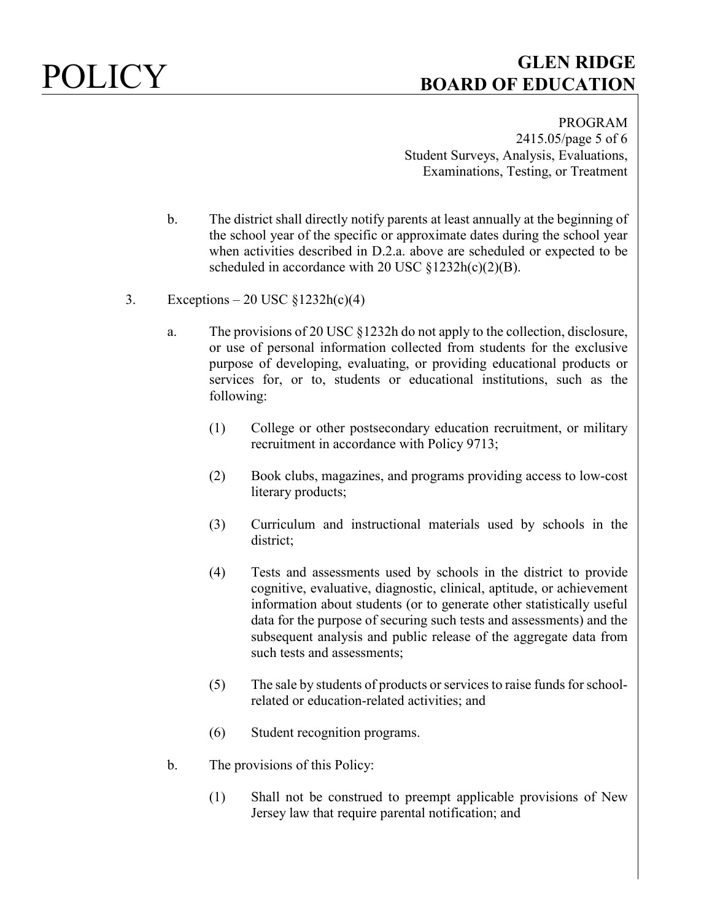b. The district shall directly notify parents at least annually at the beginning of the school year of the specific or approximate dates during the school year when activities described in D.2.a. above are scheduled or expected to be scheduled in accordance with 20 USC §1232h(c)(2)(B).

3. Exceptions – 20 USC §1232h(c)(4)

   a. The provisions of 20 USC §1232h do not apply to the collection, disclosure, or use of personal information collected from students for the exclusive purpose of developing, evaluating, or providing educational products or services for, or to, students or educational institutions, such as the following:

      (1) College or other postsecondary education recruitment, or military recruitment in accordance with Policy 9713;

      (2) Book clubs, magazines, and programs providing access to low-cost literary products;

      (3) Curriculum and instructional materials used by schools in the district;

      (4) Tests and assessments used by schools in the district to provide cognitive, evaluative, diagnostic, clinical, aptitude, or achievement information about students (or to generate other statistically useful data for the purpose of securing such tests and assessments) and the subsequent analysis and public release of the aggregate data from such tests and assessments;

      (5) The sale by students of products or services to raise funds for school-related or education-related activities; and

      (6) Student recognition programs.

   b. The provisions of this Policy:

      (1) Shall not be construed to preempt applicable provisions of New Jersey law that require parental notification; and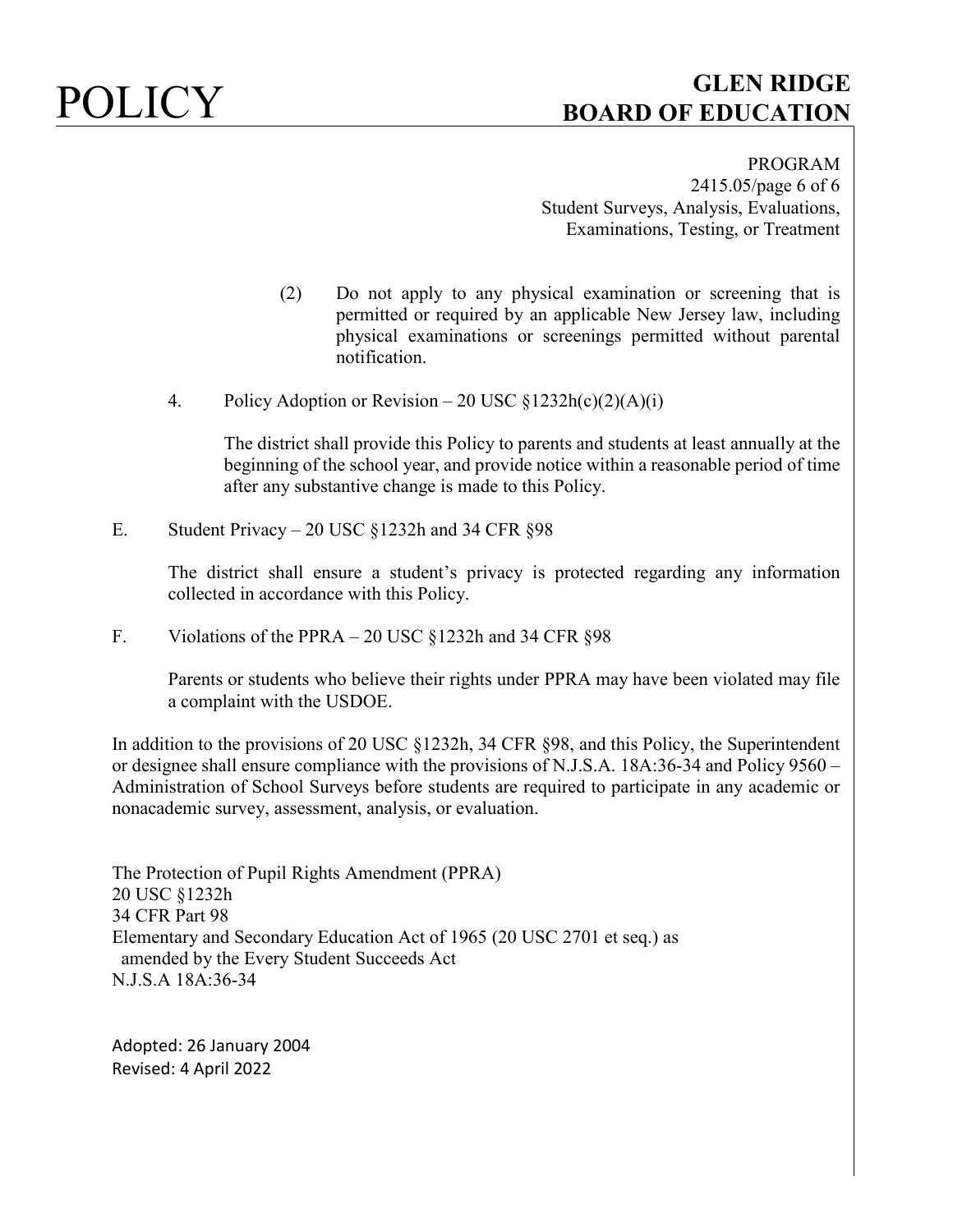(2) Do not apply to any physical examination or screening that is permitted or required by an applicable New Jersey law, including physical examinations or screenings permitted without parental notification.

4. Policy Adoption or Revision – 20 USC §1232h(c)(2)(A)(i)

   The district shall provide this Policy to parents and students at least annually at the beginning of the school year, and provide notice within a reasonable period of time after any substantive change is made to this Policy.

E. Student Privacy – 20 USC §1232h and 34 CFR §98

   The district shall ensure a student's privacy is protected regarding any information collected in accordance with this Policy.

F. Violations of the PPRA – 20 USC §1232h and 34 CFR §98

   Parents or students who believe their rights under PPRA may have been violated may file a complaint with the USDOE.

In addition to the provisions of 20 USC §1232h, 34 CFR §98, and this Policy, the Superintendent or designee shall ensure compliance with the provisions of N.J.S.A. 18A:36-34 and Policy 9560 – Administration of School Surveys before students are required to participate in any academic or nonacademic survey, assessment, analysis, or evaluation.

The Protection of Pupil Rights Amendment (PPRA)
20 USC §1232h
34 CFR Part 98
Elementary and Secondary Education Act of 1965 (20 USC 2701 et seq.) as amended by the Every Student Succeeds Act
N.J.S.A 18A:36-34

Adopted: 26 January 2004
Revised: 4 April 2022